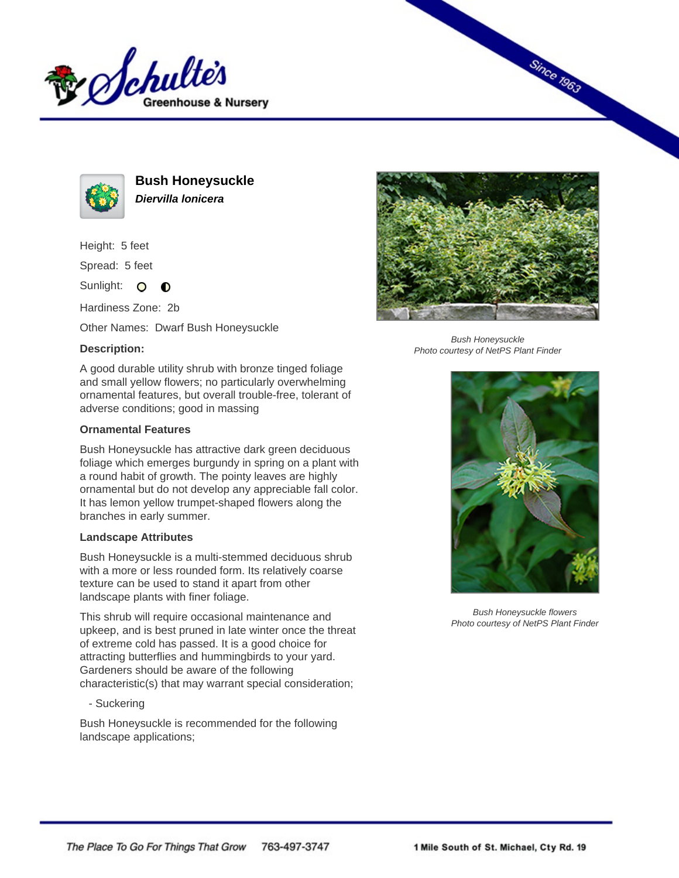# Bush Honeysuckle

***Diervilla lonicera***

Height: 5 feet

Spread: 5 feet

Sunlight:

Hardiness Zone: 2b

Other Names: Dwarf Bush Honeysuckle

**Description:**

A good durable utility shrub with bronze tinged foliage and small yellow flowers; no particularly overwhelming ornamental features, but overall trouble-free, tolerant of adverse conditions; good in massing

### Ornamental Features

Bush Honeysuckle has attractive dark green deciduous foliage which emerges burgundy in spring on a plant with a round habit of growth. The pointy leaves are highly ornamental but do not develop any appreciable fall color. It has lemon yellow trumpet-shaped flowers along the branches in early summer.

### Landscape Attributes

Bush Honeysuckle is a multi-stemmed deciduous shrub with a more or less rounded form. Its relatively coarse texture can be used to stand it apart from other landscape plants with finer foliage.

This shrub will require occasional maintenance and upkeep, and is best pruned in late winter once the threat of extreme cold has passed. It is a good choice for attracting butterflies and hummingbirds to your yard. Gardeners should be aware of the following characteristic(s) that may warrant special consideration;

- Suckering

Bush Honeysuckle is recommended for the following landscape applications;

*Bush Honeysuckle*
*Photo courtesy of NetPS Plant Finder*

*Bush Honeysuckle flowers*
*Photo courtesy of NetPS Plant Finder*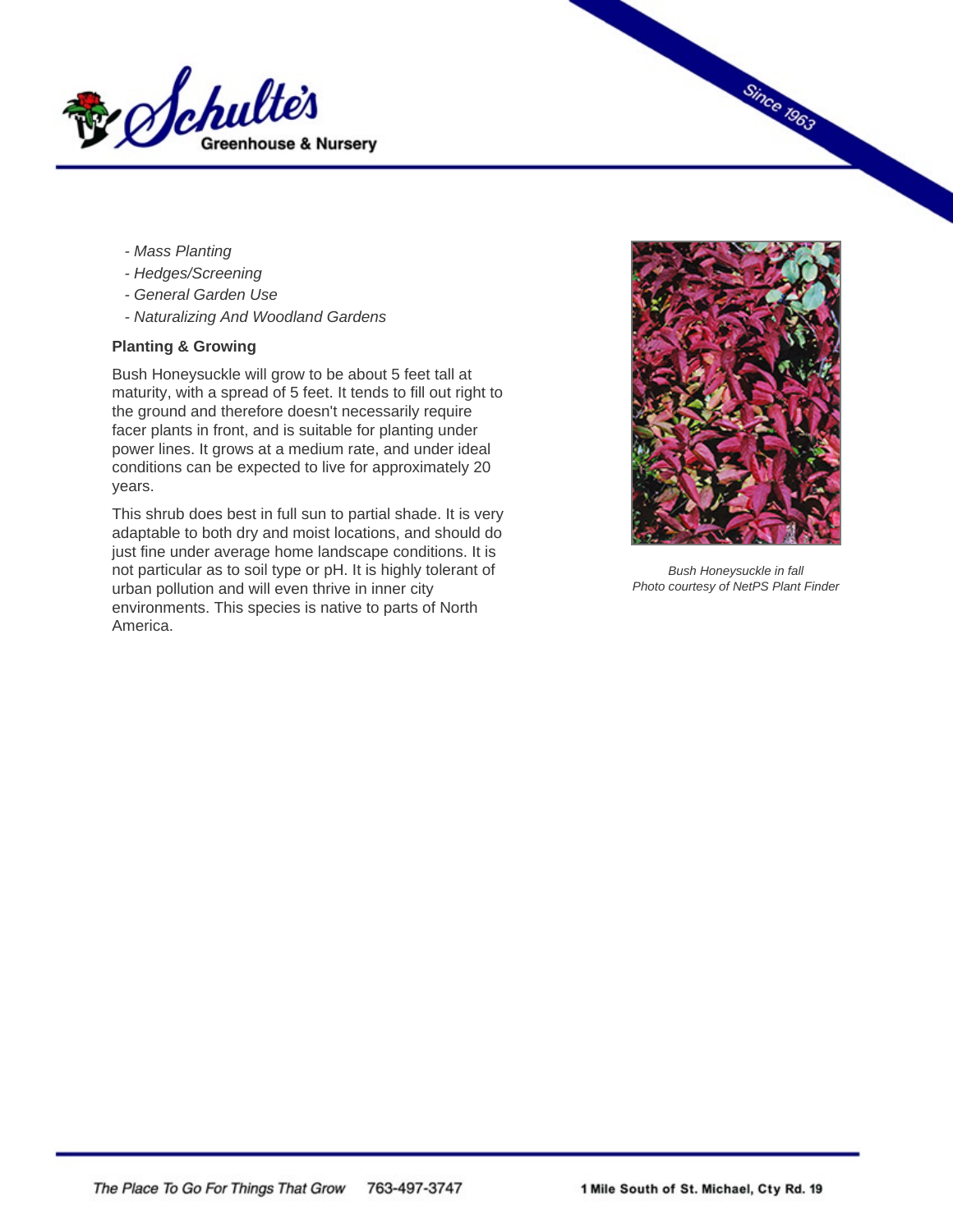- *Mass Planting*
- *Hedges/Screening*
- *General Garden Use*
- *Naturalizing And Woodland Gardens*

**Planting & Growing**

Bush Honeysuckle will grow to be about 5 feet tall at maturity, with a spread of 5 feet. It tends to fill out right to the ground and therefore doesn't necessarily require facer plants in front, and is suitable for planting under power lines. It grows at a medium rate, and under ideal conditions can be expected to live for approximately 20 years.

This shrub does best in full sun to partial shade. It is very adaptable to both dry and moist locations, and should do just fine under average home landscape conditions. It is not particular as to soil type or pH. It is highly tolerant of urban pollution and will even thrive in inner city environments. This species is native to parts of North America.

*Bush Honeysuckle in fall*
*Photo courtesy of NetPS Plant Finder*